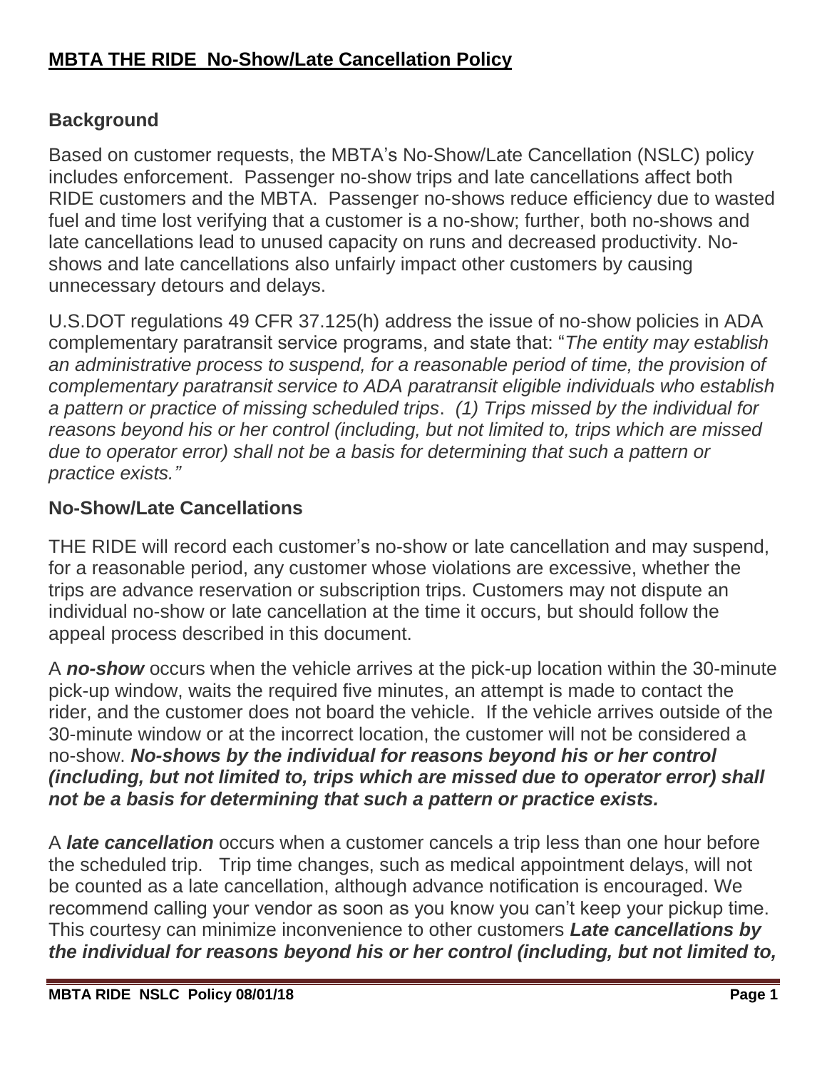# MBTA THE RIDE No-Show/Late Cancellation Policy

## Background

Based on customer requests, the MBTA's No-Show/Late Cancellation (NSLC) policy includes enforcement. Passenger no-show trips and late cancellations affect both RIDE customers and the MBTA. Passenger no-shows reduce efficiency due to wasted fuel and time lost verifying that a customer is a no-show; further, both no-shows and late cancellations lead to unused capacity on runs and decreased productivity. No-shows and late cancellations also unfairly impact other customers by causing unnecessary detours and delays.

U.S.DOT regulations 49 CFR 37.125(h) address the issue of no-show policies in ADA complementary paratransit service programs, and state that: "*The entity may establish an administrative process to suspend, for a reasonable period of time, the provision of complementary paratransit service to ADA paratransit eligible individuals who establish a pattern or practice of missing scheduled trips*. *(1) Trips missed by the individual for reasons beyond his or her control (including, but not limited to, trips which are missed due to operator error) shall not be a basis for determining that such a pattern or practice exists."*

## No-Show/Late Cancellations

THE RIDE will record each customer's no-show or late cancellation and may suspend, for a reasonable period, any customer whose violations are excessive, whether the trips are advance reservation or subscription trips. Customers may not dispute an individual no-show or late cancellation at the time it occurs, but should follow the appeal process described in this document.

A ***no-show*** occurs when the vehicle arrives at the pick-up location within the 30-minute pick-up window, waits the required five minutes, an attempt is made to contact the rider, and the customer does not board the vehicle. If the vehicle arrives outside of the 30-minute window or at the incorrect location, the customer will not be considered a no-show. ***No-shows by the individual for reasons beyond his or her control (including, but not limited to, trips which are missed due to operator error) shall not be a basis for determining that such a pattern or practice exists.***

A ***late cancellation*** occurs when a customer cancels a trip less than one hour before the scheduled trip. Trip time changes, such as medical appointment delays, will not be counted as a late cancellation, although advance notification is encouraged. We recommend calling your vendor as soon as you know you can't keep your pickup time. This courtesy can minimize inconvenience to other customers ***Late cancellations by the individual for reasons beyond his or her control (including, but not limited to,***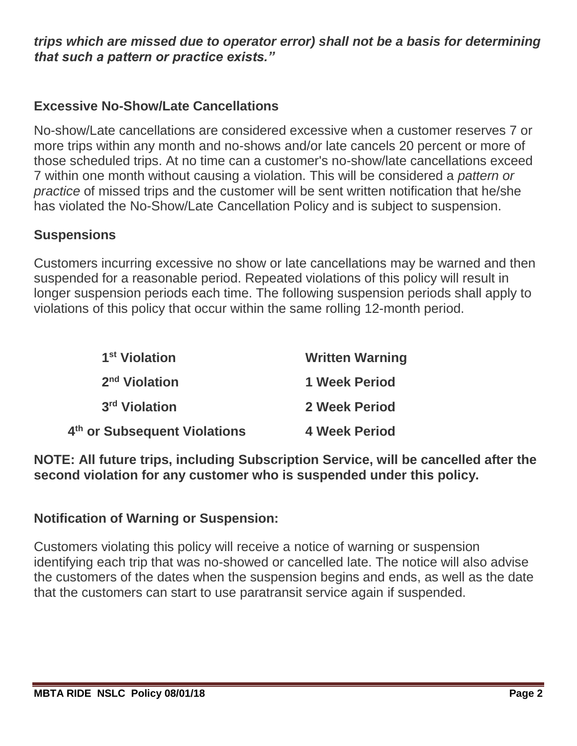***trips which are missed due to operator error) shall not be a basis for determining that such a pattern or practice exists."***

### Excessive No-Show/Late Cancellations

No-show/Late cancellations are considered excessive when a customer reserves 7 or more trips within any month and no-shows and/or late cancels 20 percent or more of those scheduled trips. At no time can a customer's no-show/late cancellations exceed 7 within one month without causing a violation. This will be considered a *pattern or practice* of missed trips and the customer will be sent written notification that he/she has violated the No-Show/Late Cancellation Policy and is subject to suspension.

### Suspensions

Customers incurring excessive no show or late cancellations may be warned and then suspended for a reasonable period. Repeated violations of this policy will result in longer suspension periods each time. The following suspension periods shall apply to violations of this policy that occur within the same rolling 12-month period.

| Violation | Suspension |
|---|---|
| **1st Violation** | **Written Warning** |
| **2nd Violation** | **1 Week Period** |
| **3rd Violation** | **2 Week Period** |
| **4th or Subsequent Violations** | **4 Week Period** |

**NOTE: All future trips, including Subscription Service, will be cancelled after the second violation for any customer who is suspended under this policy.**

### Notification of Warning or Suspension:

Customers violating this policy will receive a notice of warning or suspension identifying each trip that was no-showed or cancelled late. The notice will also advise the customers of the dates when the suspension begins and ends, as well as the date that the customers can start to use paratransit service again if suspended.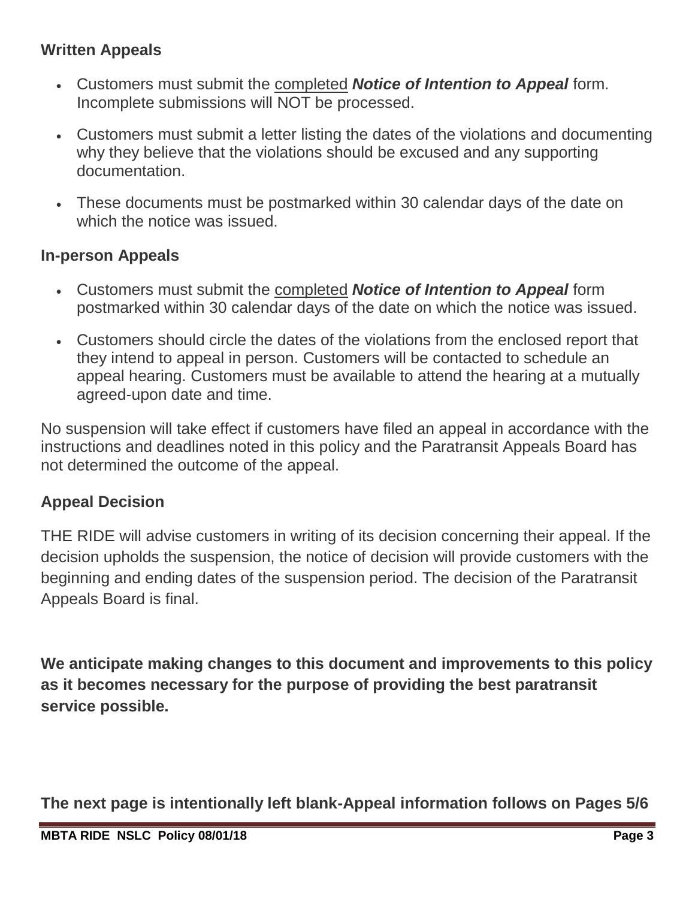### Written Appeals

- Customers must submit the <u>completed</u> ***Notice of Intention to Appeal*** form. Incomplete submissions will NOT be processed.
- Customers must submit a letter listing the dates of the violations and documenting why they believe that the violations should be excused and any supporting documentation.
- These documents must be postmarked within 30 calendar days of the date on which the notice was issued.

### In-person Appeals

- Customers must submit the <u>completed</u> ***Notice of Intention to Appeal*** form postmarked within 30 calendar days of the date on which the notice was issued.
- Customers should circle the dates of the violations from the enclosed report that they intend to appeal in person. Customers will be contacted to schedule an appeal hearing. Customers must be available to attend the hearing at a mutually agreed-upon date and time.

No suspension will take effect if customers have filed an appeal in accordance with the instructions and deadlines noted in this policy and the Paratransit Appeals Board has not determined the outcome of the appeal.

### Appeal Decision

THE RIDE will advise customers in writing of its decision concerning their appeal. If the decision upholds the suspension, the notice of decision will provide customers with the beginning and ending dates of the suspension period. The decision of the Paratransit Appeals Board is final.

**We anticipate making changes to this document and improvements to this policy as it becomes necessary for the purpose of providing the best paratransit service possible.**

**The next page is intentionally left blank-Appeal information follows on Pages 5/6**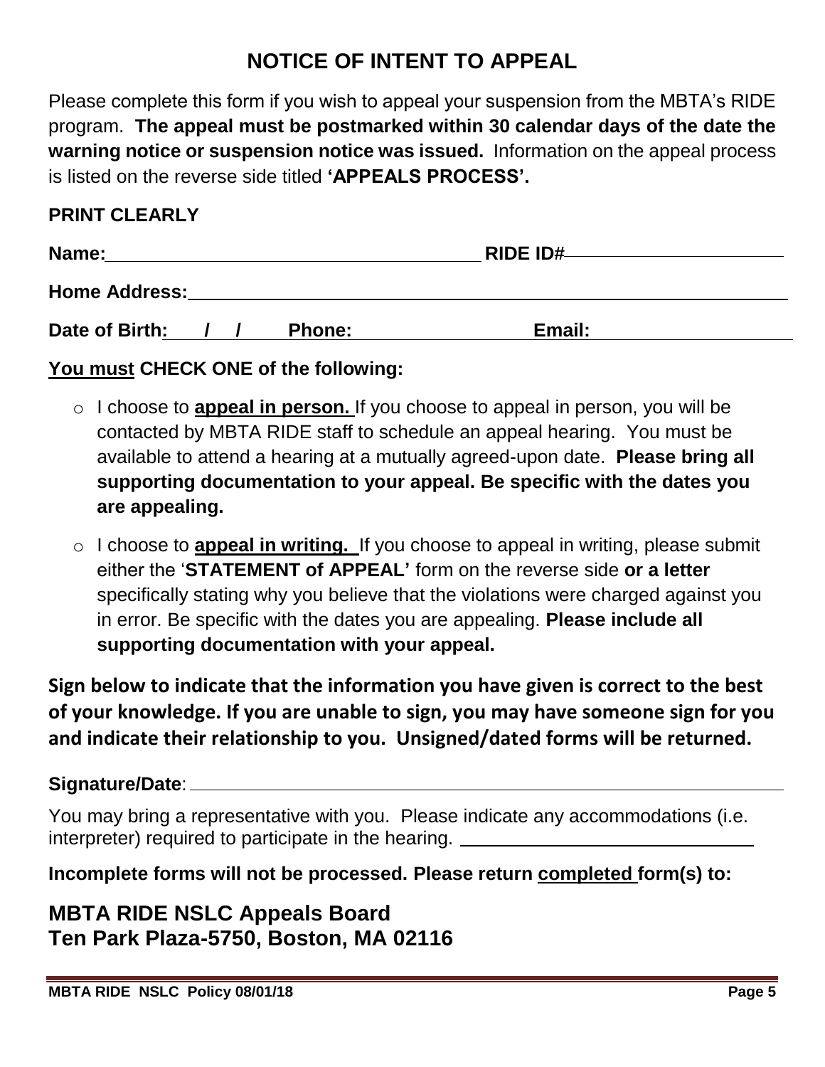# NOTICE OF INTENT TO APPEAL

Please complete this form if you wish to appeal your suspension from the MBTA's RIDE program. **The appeal must be postmarked within 30 calendar days of the date the warning notice or suspension notice was issued.** Information on the appeal process is listed on the reverse side titled **'APPEALS PROCESS'.**

**PRINT CLEARLY**

**Name:**\_\_\_\_\_\_\_\_\_\_\_\_\_\_\_\_\_\_\_\_\_\_\_\_\_\_\_\_\_\_\_\_\_\_\_\_ **RIDE ID#**\_\_\_\_\_\_\_\_\_\_\_\_\_\_\_\_\_\_\_\_\_\_

**Home Address:**\_\_\_\_\_\_\_\_\_\_\_\_\_\_\_\_\_\_\_\_\_\_\_\_\_\_\_\_\_\_\_\_\_\_\_\_\_\_\_\_\_\_\_\_\_\_\_\_\_\_\_\_\_\_\_\_

**Date of Birth:** \_\_\_/\_\_\_/\_\_\_ **Phone:**\_\_\_\_\_\_\_\_\_\_\_\_\_\_\_\_\_\_ **Email:**\_\_\_\_\_\_\_\_\_\_\_\_\_\_\_\_\_\_\_\_\_\_

**<u>You must</u> CHECK ONE of the following:**

- ○ I choose to **<u>appeal in person.</u>** If you choose to appeal in person, you will be contacted by MBTA RIDE staff to schedule an appeal hearing. You must be available to attend a hearing at a mutually agreed-upon date. **Please bring all supporting documentation to your appeal. Be specific with the dates you are appealing.**
- ○ I choose to **<u>appeal in writing.</u>** If you choose to appeal in writing, please submit either the '**STATEMENT of APPEAL'** form on the reverse side **or a letter** specifically stating why you believe that the violations were charged against you in error. Be specific with the dates you are appealing. **Please include all supporting documentation with your appeal.**

**Sign below to indicate that the information you have given is correct to the best of your knowledge. If you are unable to sign, you may have someone sign for you and indicate their relationship to you. Unsigned/dated forms will be returned.**

**Signature/Date**:\_\_\_\_\_\_\_\_\_\_\_\_\_\_\_\_\_\_\_\_\_\_\_\_\_\_\_\_\_\_\_\_\_\_\_\_\_\_\_\_\_\_\_\_\_\_\_\_\_\_\_\_\_\_\_\_\_\_\_\_

You may bring a representative with you. Please indicate any accommodations (i.e. interpreter) required to participate in the hearing. \_\_\_\_\_\_\_\_\_\_\_\_\_\_\_\_\_\_\_\_\_\_\_\_\_\_\_\_\_\_

**Incomplete forms will not be processed. Please return <u>completed</u> form(s) to:**

## MBTA RIDE NSLC Appeals Board
## Ten Park Plaza-5750, Boston, MA 02116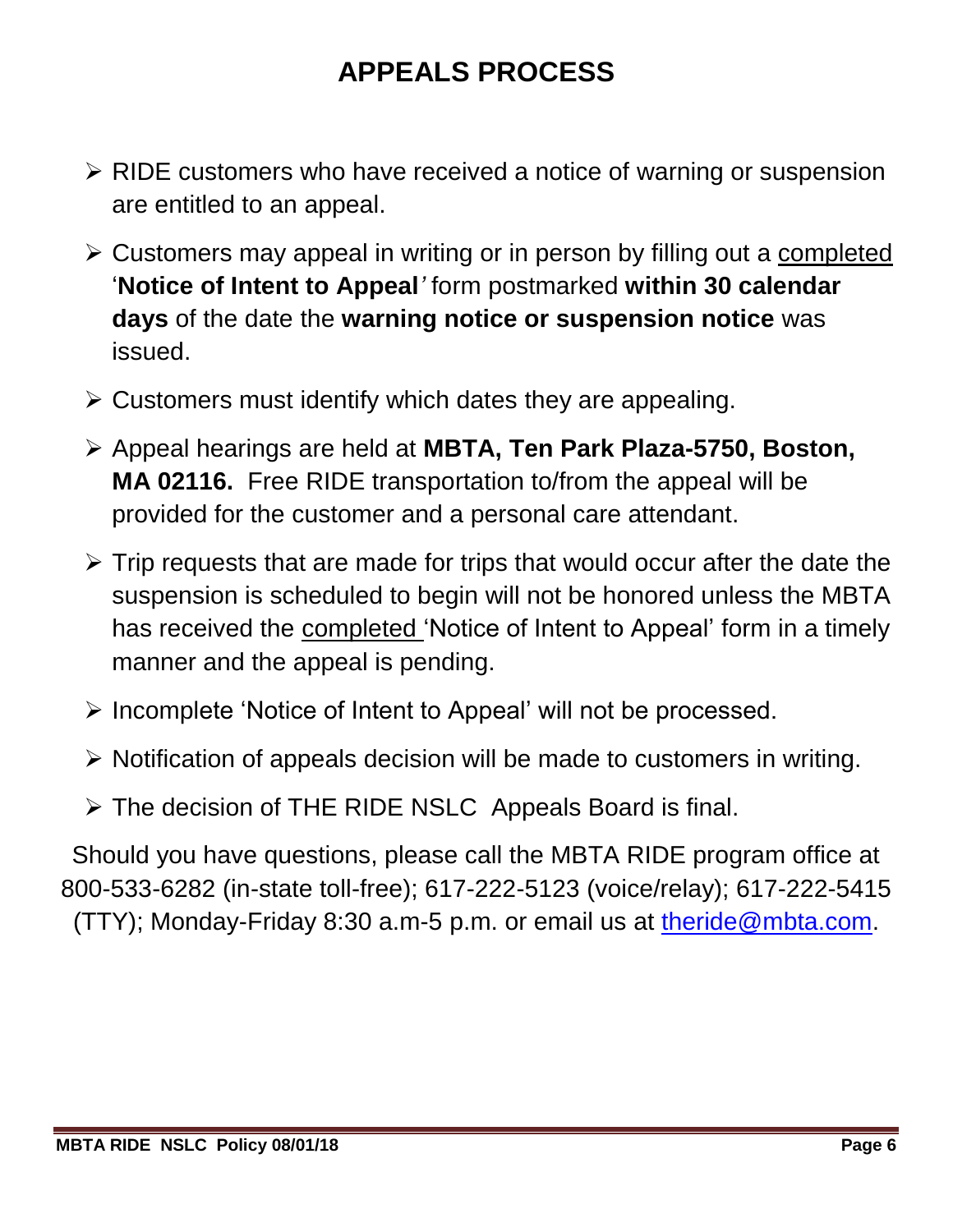# APPEALS PROCESS

- RIDE customers who have received a notice of warning or suspension are entitled to an appeal.
- Customers may appeal in writing or in person by filling out a completed '**Notice of Intent to Appeal**' form postmarked **within 30 calendar days** of the date the **warning notice or suspension notice** was issued.
- Customers must identify which dates they are appealing.
- Appeal hearings are held at **MBTA, Ten Park Plaza-5750, Boston, MA 02116.** Free RIDE transportation to/from the appeal will be provided for the customer and a personal care attendant.
- Trip requests that are made for trips that would occur after the date the suspension is scheduled to begin will not be honored unless the MBTA has received the completed 'Notice of Intent to Appeal' form in a timely manner and the appeal is pending.
- Incomplete 'Notice of Intent to Appeal' will not be processed.
- Notification of appeals decision will be made to customers in writing.
- The decision of THE RIDE NSLC Appeals Board is final.

Should you have questions, please call the MBTA RIDE program office at 800-533-6282 (in-state toll-free); 617-222-5123 (voice/relay); 617-222-5415 (TTY); Monday-Friday 8:30 a.m-5 p.m. or email us at theride@mbta.com.